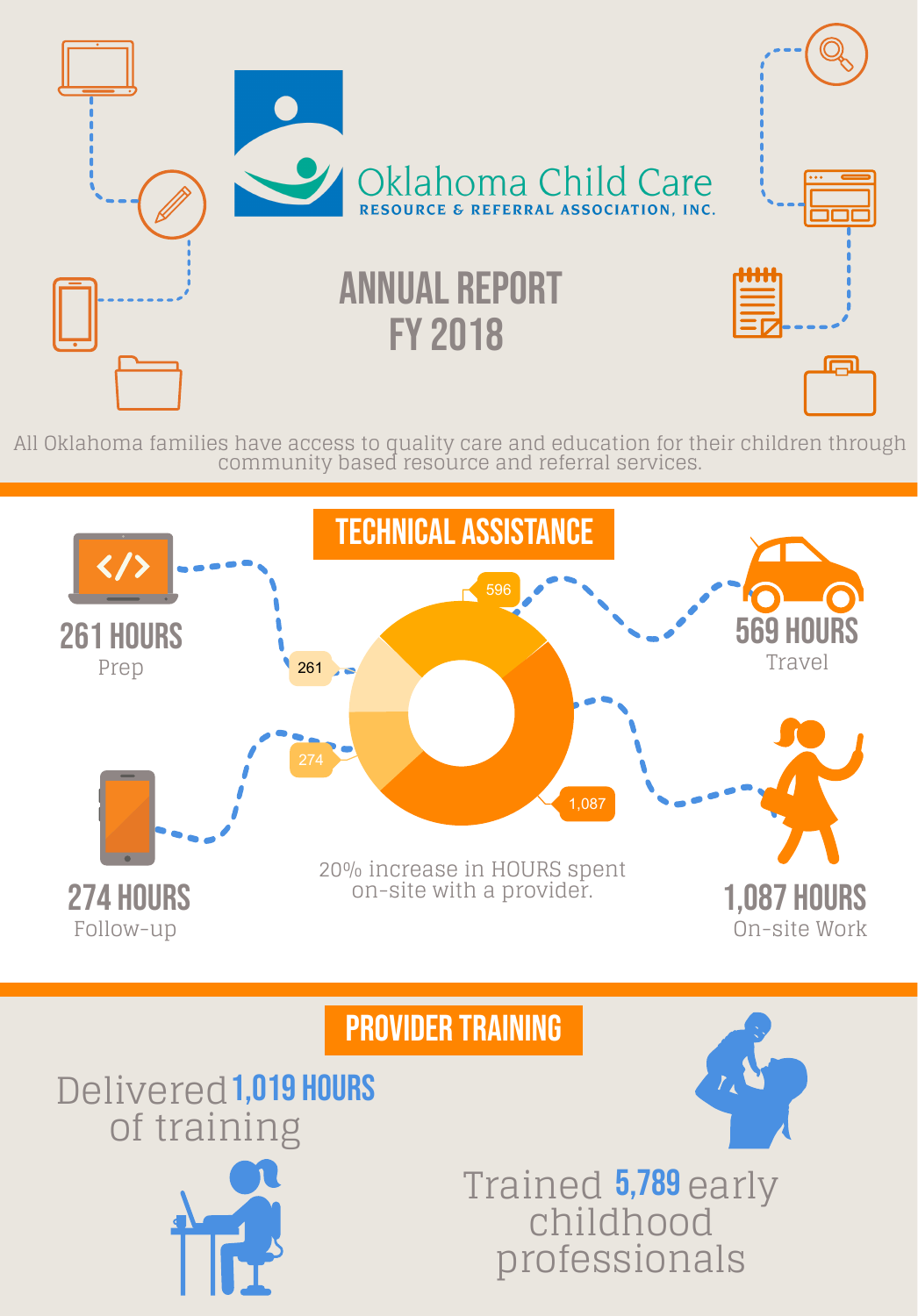Oklahoma Child Care
RESOURCE & REFERRAL ASSOCIATION, INC.

# ANNUAL REPORT FY 2018

All Oklahoma families have access to quality care and education for their children through community based resource and referral services.

## TECHNICAL ASSISTANCE

**261 HOURS**
Prep

**569 HOURS**
Travel

**274 HOURS**
Follow-up

**1,087 HOURS**
On-site Work

596

261

274

1,087

20% increase in HOURS spent on-site with a provider.

## PROVIDER TRAINING

Delivered **1,019 HOURS** of training

Trained **5,789** early childhood professionals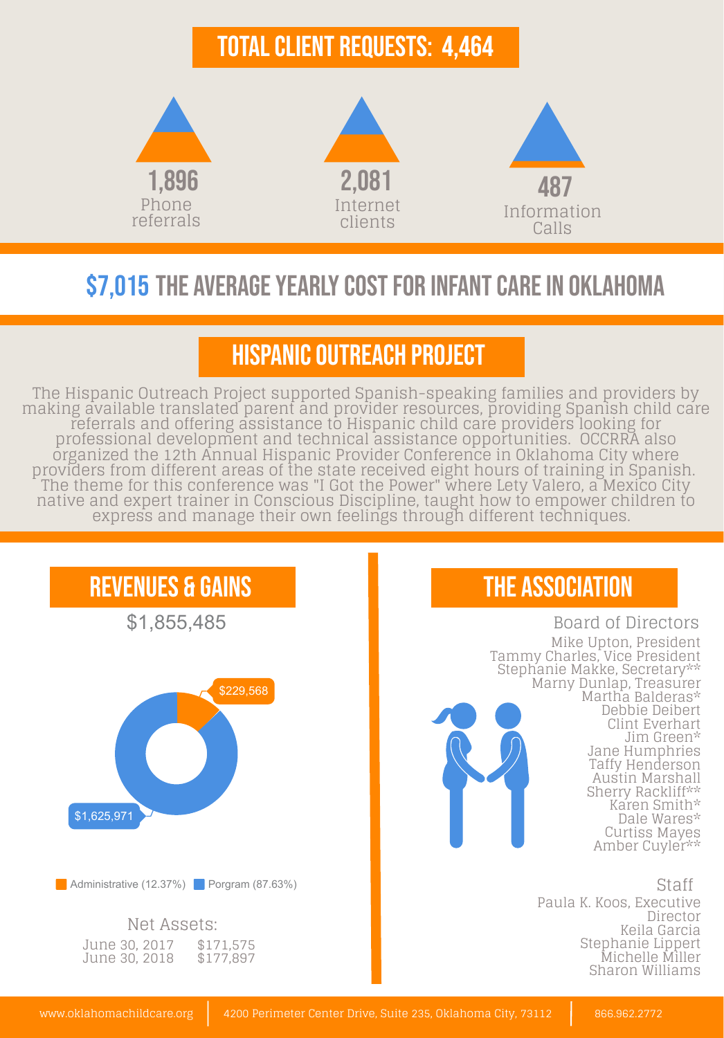# TOTAL CLIENT REQUESTS: 4,464

**1,896**
Phone referrals

**2,081**
Internet clients

**487**
Information Calls

## $7,015 THE AVERAGE YEARLY COST FOR INFANT CARE IN OKLAHOMA

## HISPANIC OUTREACH PROJECT

The Hispanic Outreach Project supported Spanish-speaking families and providers by making available translated parent and provider resources, providing Spanish child care referrals and offering assistance to Hispanic child care providers looking for professional development and technical assistance opportunities. OCCRRA also organized the 12th Annual Hispanic Provider Conference in Oklahoma City where providers from different areas of the state received eight hours of training in Spanish. The theme for this conference was "I Got the Power" where Lety Valero, a Mexico City native and expert trainer in Conscious Discipline, taught how to empower children to express and manage their own feelings through different techniques.

## REVENUES & GAINS

$1,855,485

$229,568

$1,625,971

Administrative (12.37%) Porgram (87.63%)

Net Assets:

| | |
|---|---|
| June 30, 2017 | $171,575 |
| June 30, 2018 | $177,897 |

## THE ASSOCIATION

### Board of Directors

Mike Upton, President
Tammy Charles, Vice President
Stephanie Makke, Secretary**
Marny Dunlap, Treasurer
Martha Balderas*
Debbie Deibert
Clint Everhart
Jim Green*
Jane Humphries
Taffy Henderson
Austin Marshall
Sherry Rackliff**
Karen Smith*
Dale Wares*
Curtiss Mayes
Amber Cuyler**

### Staff

Paula K. Koos, Executive Director
Keila Garcia
Stephanie Lippert
Michelle Miller
Sharon Williams

www.oklahomachildcare.org | 4200 Perimeter Center Drive, Suite 235, Oklahoma City, 73112 | 866.962.2772